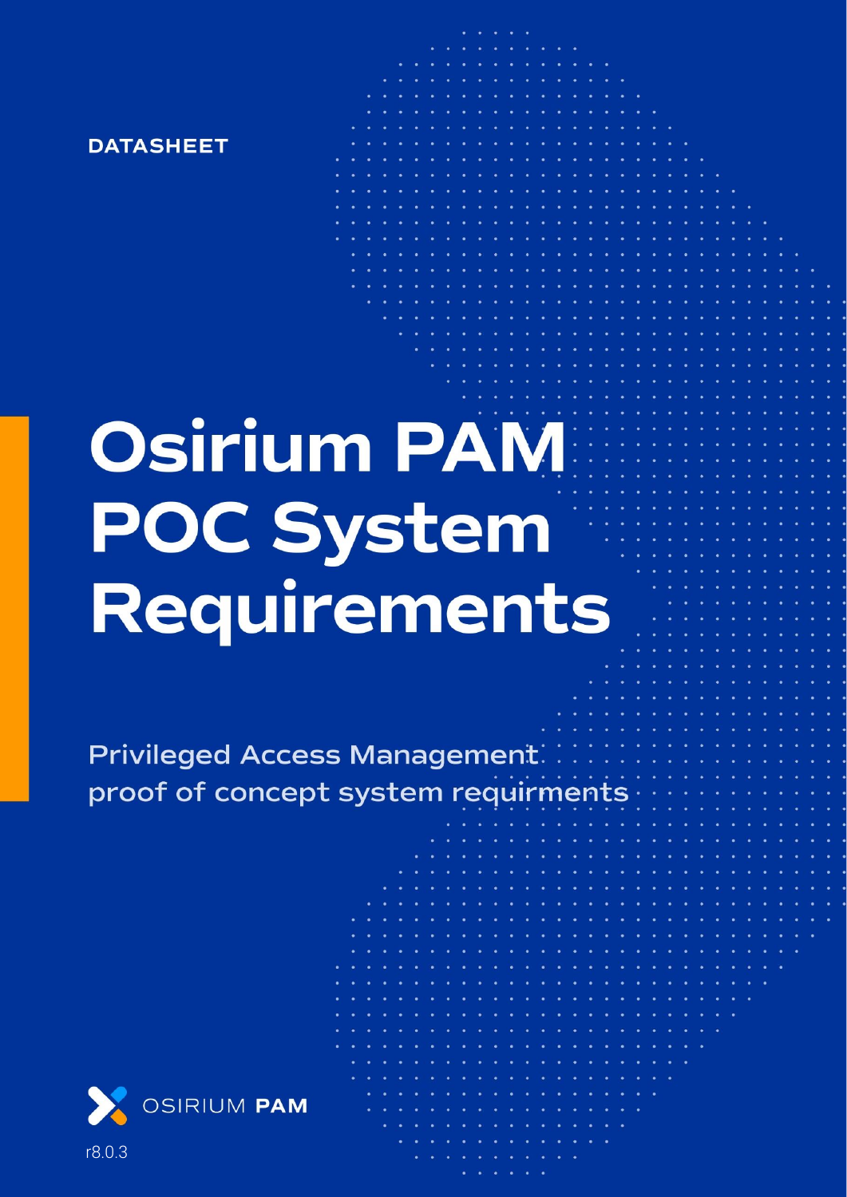DATASHEET

# Osirium PAM POC System Requirements

Privileged Access Management proof of concept system requirments

OSIRIUM **PAM**

r8.0.3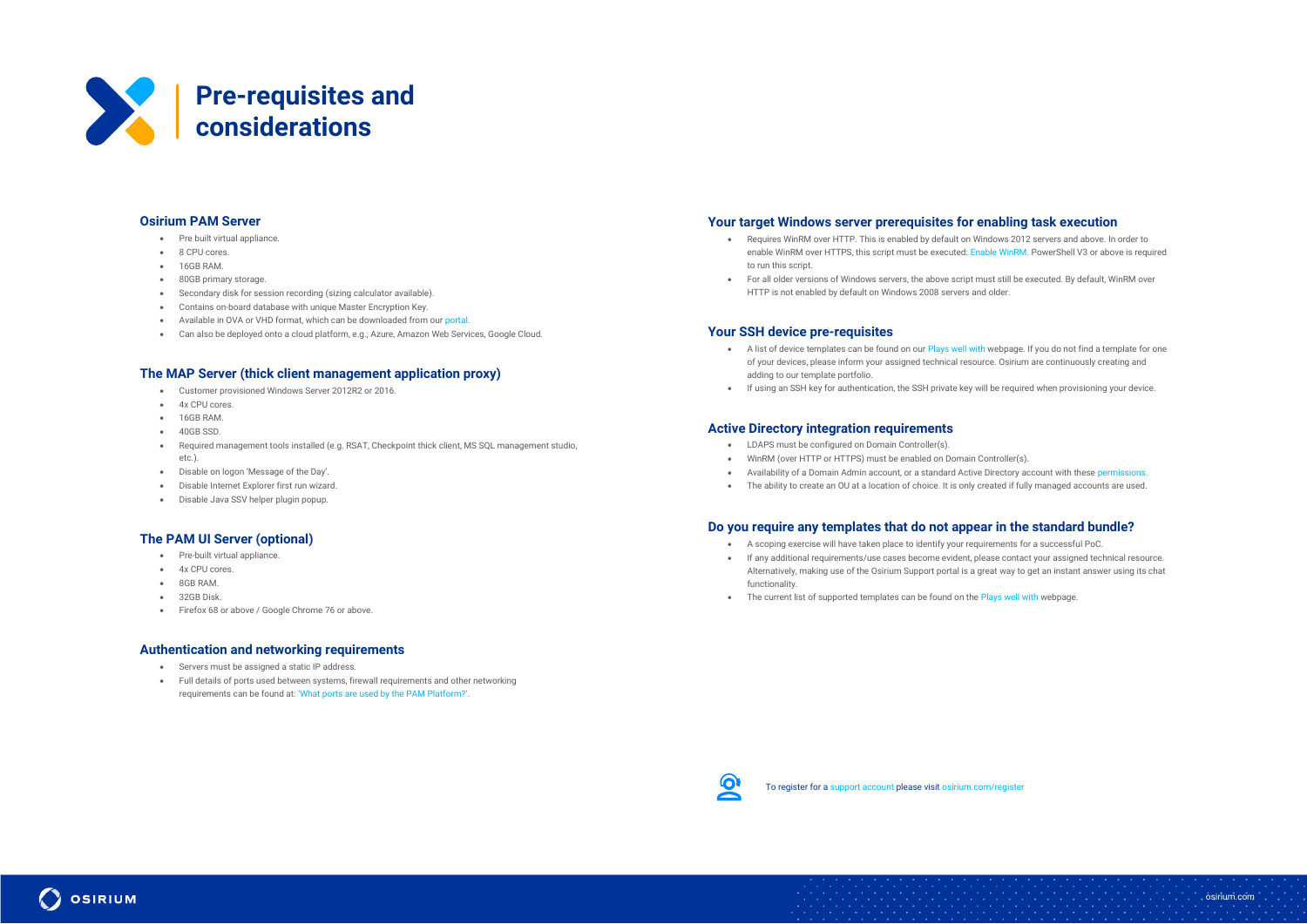# Pre-requisites and considerations

## Osirium PAM Server

- Pre built virtual appliance.
- 8 CPU cores.
- 16GB RAM.
- 80GB primary storage.
- Secondary disk for session recording (sizing calculator available).
- Contains on-board database with unique Master Encryption Key.
- Available in OVA or VHD format, which can be downloaded from our portal.
- Can also be deployed onto a cloud platform, e.g.; Azure, Amazon Web Services, Google Cloud.

## The MAP Server (thick client management application proxy)

- Customer provisioned Windows Server 2012R2 or 2016.
- 4x CPU cores.
- 16GB RAM.
- 40GB SSD.
- Required management tools installed (e.g. RSAT, Checkpoint thick client, MS SQL management studio, etc.).
- Disable on logon 'Message of the Day'.
- Disable Internet Explorer first run wizard.
- Disable Java SSV helper plugin popup.

## The PAM UI Server (optional)

- Pre-built virtual appliance.
- 4x CPU cores.
- 8GB RAM.
- 32GB Disk.
- Firefox 68 or above / Google Chrome 76 or above.

## Authentication and networking requirements

- Servers must be assigned a static IP address.
- Full details of ports used between systems, firewall requirements and other networking requirements can be found at: 'What ports are used by the PAM Platform?'.

## Your target Windows server prerequisites for enabling task execution

- Requires WinRM over HTTP. This is enabled by default on Windows 2012 servers and above. In order to enable WinRM over HTTPS, this script must be executed: Enable WinRM. PowerShell V3 or above is required to run this script.
- For all older versions of Windows servers, the above script must still be executed. By default, WinRM over HTTP is not enabled by default on Windows 2008 servers and older.

## Your SSH device pre-requisites

- A list of device templates can be found on our Plays well with webpage. If you do not find a template for one of your devices, please inform your assigned technical resource. Osirium are continuously creating and adding to our template portfolio.
- If using an SSH key for authentication, the SSH private key will be required when provisioning your device.

## Active Directory integration requirements

- LDAPS must be configured on Domain Controller(s).
- WinRM (over HTTP or HTTPS) must be enabled on Domain Controller(s).
- Availability of a Domain Admin account, or a standard Active Directory account with these permissions.
- The ability to create an OU at a location of choice. It is only created if fully managed accounts are used.

## Do you require any templates that do not appear in the standard bundle?

- A scoping exercise will have taken place to identify your requirements for a successful PoC.
- If any additional requirements/use cases become evident, please contact your assigned technical resource. Alternatively, making use of the Osirium Support portal is a great way to get an instant answer using its chat functionality.
- The current list of supported templates can be found on the Plays well with webpage.

To register for a support account please visit osirium.com/register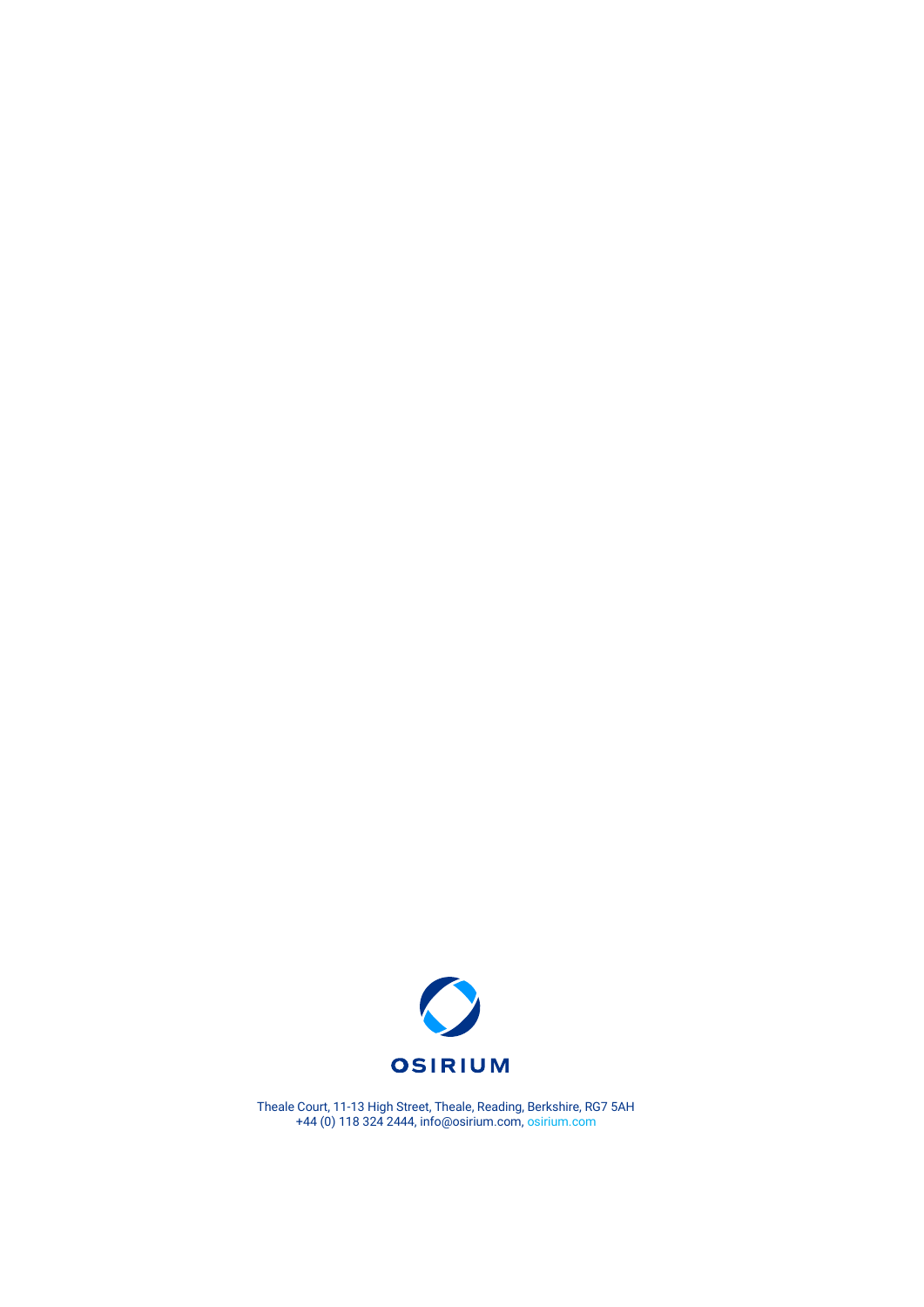OSIRIUM

Theale Court, 11-13 High Street, Theale, Reading, Berkshire, RG7 5AH
+44 (0) 118 324 2444, info@osirium.com, osirium.com